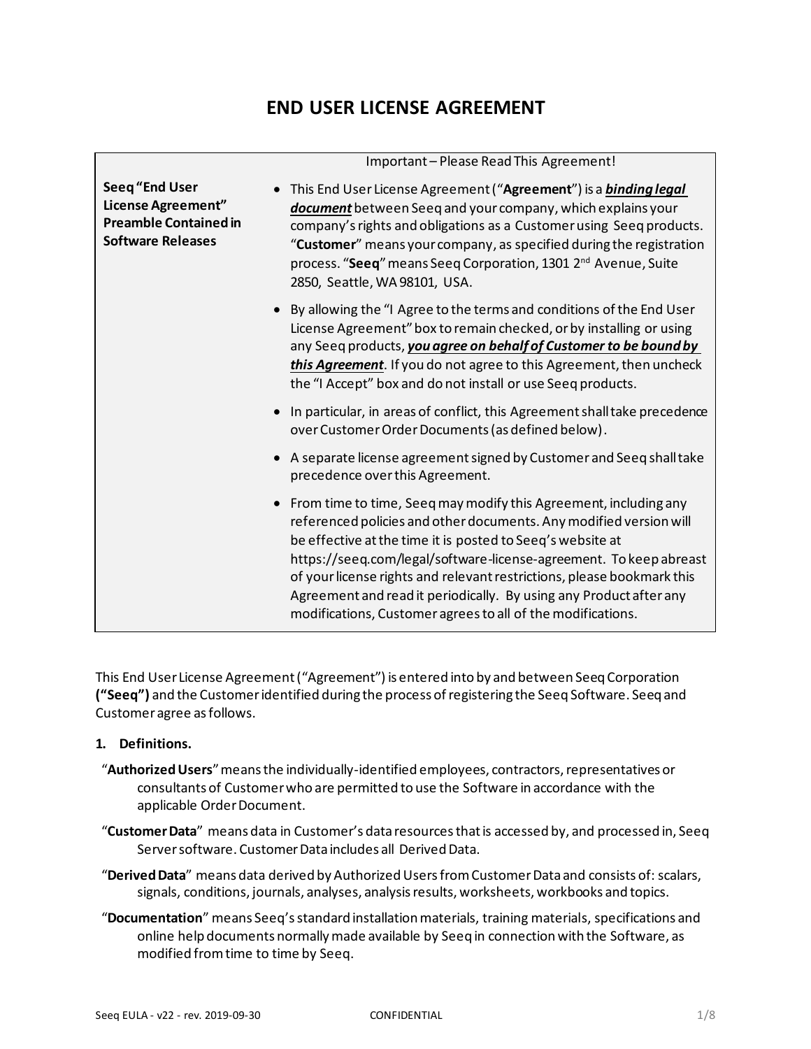# END USER LICENSE AGREEMENT

| | Important – Please Read This Agreement! |
|---|---|
| **Seeq "End User License Agreement" Preamble Contained in Software Releases** | • This End User License Agreement ("**Agreement**") is a ***binding legal document*** between Seeq and your company, which explains your company's rights and obligations as a Customer using Seeq products. "**Customer**" means your company, as specified during the registration process. "**Seeq**" means Seeq Corporation, 1301 2nd Avenue, Suite 2850, Seattle, WA 98101, USA.<br><br>• By allowing the "I Agree to the terms and conditions of the End User License Agreement" box to remain checked, or by installing or using any Seeq products, ***you agree on behalf of Customer to be bound by this Agreement***. If you do not agree to this Agreement, then uncheck the "I Accept" box and do not install or use Seeq products.<br><br>• In particular, in areas of conflict, this Agreement shall take precedence over Customer Order Documents (as defined below).<br><br>• A separate license agreement signed by Customer and Seeq shall take precedence over this Agreement.<br><br>• From time to time, Seeq may modify this Agreement, including any referenced policies and other documents. Any modified version will be effective at the time it is posted to Seeq's website at https://seeq.com/legal/software-license-agreement. To keep abreast of your license rights and relevant restrictions, please bookmark this Agreement and read it periodically. By using any Product after any modifications, Customer agrees to all of the modifications. |

This End User License Agreement ("Agreement") is entered into by and between Seeq Corporation **("Seeq")** and the Customer identified during the process of registering the Seeq Software. Seeq and Customer agree as follows.

**1. Definitions.**

"**Authorized Users**" means the individually-identified employees, contractors, representatives or consultants of Customer who are permitted to use the Software in accordance with the applicable Order Document.

"**Customer Data**" means data in Customer's data resources that is accessed by, and processed in, Seeq Server software. Customer Data includes all Derived Data.

"**Derived Data**" means data derived by Authorized Users from Customer Data and consists of: scalars, signals, conditions, journals, analyses, analysis results, worksheets, workbooks and topics.

"**Documentation**" means Seeq's standard installation materials, training materials, specifications and online help documents normally made available by Seeq in connection with the Software, as modified from time to time by Seeq.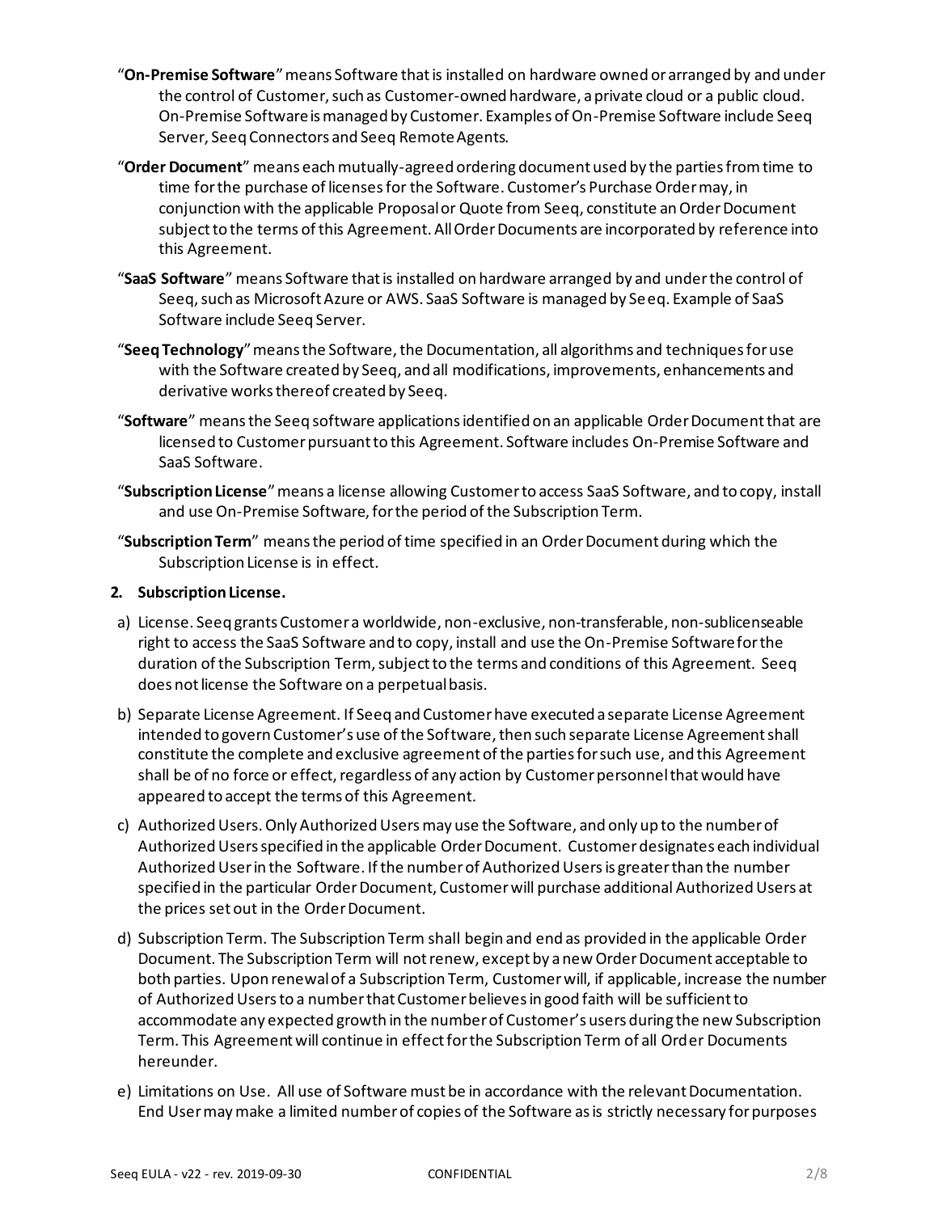"**On-Premise Software**" means Software that is installed on hardware owned or arranged by and under the control of Customer, such as Customer-owned hardware, a private cloud or a public cloud. On-Premise Software is managed by Customer. Examples of On-Premise Software include Seeq Server, Seeq Connectors and Seeq Remote Agents.

"**Order Document**" means each mutually-agreed ordering document used by the parties from time to time for the purchase of licenses for the Software. Customer's Purchase Order may, in conjunction with the applicable Proposal or Quote from Seeq, constitute an Order Document subject to the terms of this Agreement. All Order Documents are incorporated by reference into this Agreement.

"**SaaS Software**" means Software that is installed on hardware arranged by and under the control of Seeq, such as Microsoft Azure or AWS. SaaS Software is managed by Seeq. Example of SaaS Software include Seeq Server.

"**Seeq Technology**" means the Software, the Documentation, all algorithms and techniques for use with the Software created by Seeq, and all modifications, improvements, enhancements and derivative works thereof created by Seeq.

"**Software**" means the Seeq software applications identified on an applicable Order Document that are licensed to Customer pursuant to this Agreement. Software includes On-Premise Software and SaaS Software.

"**Subscription License**" means a license allowing Customer to access SaaS Software, and to copy, install and use On-Premise Software, for the period of the Subscription Term.

"**Subscription Term**" means the period of time specified in an Order Document during which the Subscription License is in effect.

**2. Subscription License.**

a) License. Seeq grants Customer a worldwide, non-exclusive, non-transferable, non-sublicenseable right to access the SaaS Software and to copy, install and use the On-Premise Software for the duration of the Subscription Term, subject to the terms and conditions of this Agreement. Seeq does not license the Software on a perpetual basis.

b) Separate License Agreement. If Seeq and Customer have executed a separate License Agreement intended to govern Customer's use of the Software, then such separate License Agreement shall constitute the complete and exclusive agreement of the parties for such use, and this Agreement shall be of no force or effect, regardless of any action by Customer personnel that would have appeared to accept the terms of this Agreement.

c) Authorized Users. Only Authorized Users may use the Software, and only up to the number of Authorized Users specified in the applicable Order Document. Customer designates each individual Authorized User in the Software. If the number of Authorized Users is greater than the number specified in the particular Order Document, Customer will purchase additional Authorized Users at the prices set out in the Order Document.

d) Subscription Term. The Subscription Term shall begin and end as provided in the applicable Order Document. The Subscription Term will not renew, except by a new Order Document acceptable to both parties. Upon renewal of a Subscription Term, Customer will, if applicable, increase the number of Authorized Users to a number that Customer believes in good faith will be sufficient to accommodate any expected growth in the number of Customer's users during the new Subscription Term. This Agreement will continue in effect for the Subscription Term of all Order Documents hereunder.

e) Limitations on Use. All use of Software must be in accordance with the relevant Documentation. End User may make a limited number of copies of the Software as is strictly necessary for purposes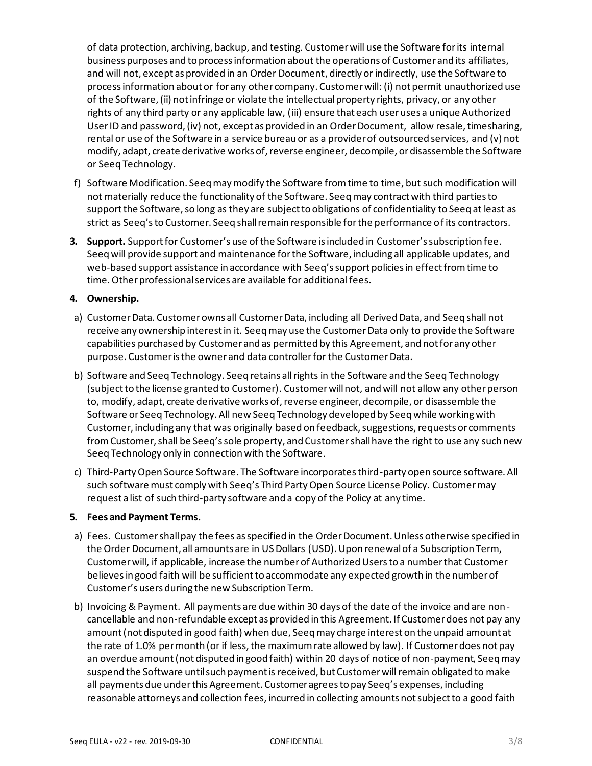of data protection, archiving, backup, and testing. Customer will use the Software for its internal business purposes and to process information about the operations of Customer and its affiliates, and will not, except as provided in an Order Document, directly or indirectly, use the Software to process information about or for any other company. Customer will: (i) not permit unauthorized use of the Software, (ii) not infringe or violate the intellectual property rights, privacy, or any other rights of any third party or any applicable law, (iii) ensure that each user uses a unique Authorized User ID and password, (iv) not, except as provided in an Order Document, allow resale, timesharing, rental or use of the Software in a service bureau or as a provider of outsourced services, and (v) not modify, adapt, create derivative works of, reverse engineer, decompile, or disassemble the Software or Seeq Technology.

f) Software Modification. Seeq may modify the Software from time to time, but such modification will not materially reduce the functionality of the Software. Seeq may contract with third parties to support the Software, so long as they are subject to obligations of confidentiality to Seeq at least as strict as Seeq's to Customer. Seeq shall remain responsible for the performance of its contractors.

**3. Support.** Support for Customer's use of the Software is included in Customer's subscription fee. Seeq will provide support and maintenance for the Software, including all applicable updates, and web-based support assistance in accordance with Seeq's support policies in effect from time to time. Other professional services are available for additional fees.

**4. Ownership.**

a) Customer Data. Customer owns all Customer Data, including all Derived Data, and Seeq shall not receive any ownership interest in it. Seeq may use the Customer Data only to provide the Software capabilities purchased by Customer and as permitted by this Agreement, and not for any other purpose. Customer is the owner and data controller for the Customer Data.

b) Software and Seeq Technology. Seeq retains all rights in the Software and the Seeq Technology (subject to the license granted to Customer). Customer will not, and will not allow any other person to, modify, adapt, create derivative works of, reverse engineer, decompile, or disassemble the Software or Seeq Technology. All new Seeq Technology developed by Seeq while working with Customer, including any that was originally based on feedback, suggestions, requests or comments from Customer, shall be Seeq's sole property, and Customer shall have the right to use any such new Seeq Technology only in connection with the Software.

c) Third-Party Open Source Software. The Software incorporates third-party open source software. All such software must comply with Seeq's Third Party Open Source License Policy. Customer may request a list of such third-party software and a copy of the Policy at any time.

**5. Fees and Payment Terms.**

a) Fees. Customer shall pay the fees as specified in the Order Document. Unless otherwise specified in the Order Document, all amounts are in US Dollars (USD). Upon renewal of a Subscription Term, Customer will, if applicable, increase the number of Authorized Users to a number that Customer believes in good faith will be sufficient to accommodate any expected growth in the number of Customer's users during the new Subscription Term.

b) Invoicing & Payment. All payments are due within 30 days of the date of the invoice and are non-cancellable and non-refundable except as provided in this Agreement. If Customer does not pay any amount (not disputed in good faith) when due, Seeq may charge interest on the unpaid amount at the rate of 1.0% per month (or if less, the maximum rate allowed by law). If Customer does not pay an overdue amount (not disputed in good faith) within 20 days of notice of non-payment, Seeq may suspend the Software until such payment is received, but Customer will remain obligated to make all payments due under this Agreement. Customer agrees to pay Seeq's expenses, including reasonable attorneys and collection fees, incurred in collecting amounts not subject to a good faith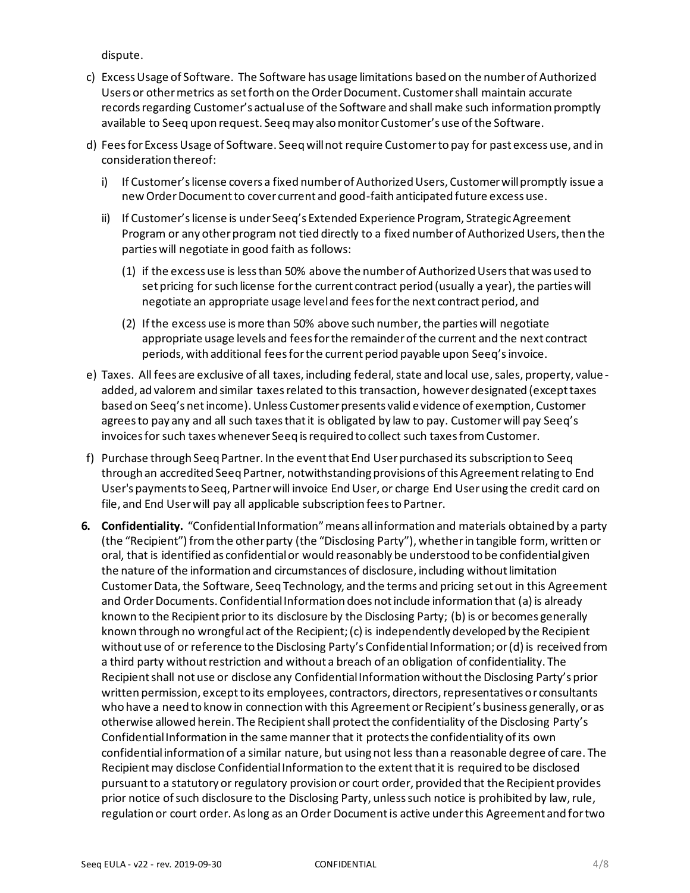dispute.

c) Excess Usage of Software. The Software has usage limitations based on the number of Authorized Users or other metrics as set forth on the Order Document. Customer shall maintain accurate records regarding Customer's actual use of the Software and shall make such information promptly available to Seeq upon request. Seeq may also monitor Customer's use of the Software.

d) Fees for Excess Usage of Software. Seeq will not require Customer to pay for past excess use, and in consideration thereof:

   i) If Customer's license covers a fixed number of Authorized Users, Customer will promptly issue a new Order Document to cover current and good-faith anticipated future excess use.

   ii) If Customer's license is under Seeq's Extended Experience Program, Strategic Agreement Program or any other program not tied directly to a fixed number of Authorized Users, then the parties will negotiate in good faith as follows:

      (1) if the excess use is less than 50% above the number of Authorized Users that was used to set pricing for such license for the current contract period (usually a year), the parties will negotiate an appropriate usage level and fees for the next contract period, and

      (2) If the excess use is more than 50% above such number, the parties will negotiate appropriate usage levels and fees for the remainder of the current and the next contract periods, with additional fees for the current period payable upon Seeq's invoice.

e) Taxes. All fees are exclusive of all taxes, including federal, state and local use, sales, property, value-added, ad valorem and similar taxes related to this transaction, however designated (except taxes based on Seeq's net income). Unless Customer presents valid evidence of exemption, Customer agrees to pay any and all such taxes that it is obligated by law to pay. Customer will pay Seeq's invoices for such taxes whenever Seeq is required to collect such taxes from Customer.

f) Purchase through Seeq Partner. In the event that End User purchased its subscription to Seeq through an accredited Seeq Partner, notwithstanding provisions of this Agreement relating to End User's payments to Seeq, Partner will invoice End User, or charge End User using the credit card on file, and End User will pay all applicable subscription fees to Partner.

**6. Confidentiality.** "Confidential Information" means all information and materials obtained by a party (the "Recipient") from the other party (the "Disclosing Party"), whether in tangible form, written or oral, that is identified as confidential or would reasonably be understood to be confidential given the nature of the information and circumstances of disclosure, including without limitation Customer Data, the Software, Seeq Technology, and the terms and pricing set out in this Agreement and Order Documents. Confidential Information does not include information that (a) is already known to the Recipient prior to its disclosure by the Disclosing Party; (b) is or becomes generally known through no wrongful act of the Recipient; (c) is independently developed by the Recipient without use of or reference to the Disclosing Party's Confidential Information; or (d) is received from a third party without restriction and without a breach of an obligation of confidentiality. The Recipient shall not use or disclose any Confidential Information without the Disclosing Party's prior written permission, except to its employees, contractors, directors, representatives or consultants who have a need to know in connection with this Agreement or Recipient's business generally, or as otherwise allowed herein. The Recipient shall protect the confidentiality of the Disclosing Party's Confidential Information in the same manner that it protects the confidentiality of its own confidential information of a similar nature, but using not less than a reasonable degree of care. The Recipient may disclose Confidential Information to the extent that it is required to be disclosed pursuant to a statutory or regulatory provision or court order, provided that the Recipient provides prior notice of such disclosure to the Disclosing Party, unless such notice is prohibited by law, rule, regulation or court order. As long as an Order Document is active under this Agreement and for two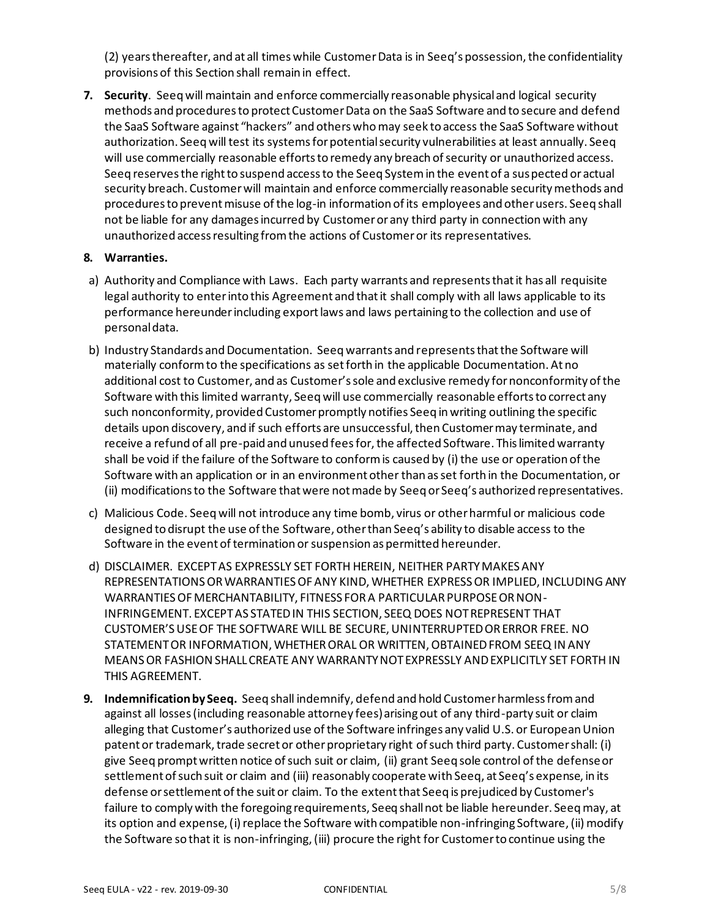(2) years thereafter, and at all times while Customer Data is in Seeq's possession, the confidentiality provisions of this Section shall remain in effect.

7. **Security**. Seeq will maintain and enforce commercially reasonable physical and logical security methods and procedures to protect Customer Data on the SaaS Software and to secure and defend the SaaS Software against "hackers" and others who may seek to access the SaaS Software without authorization. Seeq will test its systems for potential security vulnerabilities at least annually. Seeq will use commercially reasonable efforts to remedy any breach of security or unauthorized access. Seeq reserves the right to suspend access to the Seeq System in the event of a suspected or actual security breach. Customer will maintain and enforce commercially reasonable security methods and procedures to prevent misuse of the log-in information of its employees and other users. Seeq shall not be liable for any damages incurred by Customer or any third party in connection with any unauthorized access resulting from the actions of Customer or its representatives.

8. **Warranties.**

a) Authority and Compliance with Laws. Each party warrants and represents that it has all requisite legal authority to enter into this Agreement and that it shall comply with all laws applicable to its performance hereunder including export laws and laws pertaining to the collection and use of personal data.

b) Industry Standards and Documentation. Seeq warrants and represents that the Software will materially conform to the specifications as set forth in the applicable Documentation. At no additional cost to Customer, and as Customer's sole and exclusive remedy for nonconformity of the Software with this limited warranty, Seeq will use commercially reasonable efforts to correct any such nonconformity, provided Customer promptly notifies Seeq in writing outlining the specific details upon discovery, and if such efforts are unsuccessful, then Customer may terminate, and receive a refund of all pre-paid and unused fees for, the affected Software. This limited warranty shall be void if the failure of the Software to conform is caused by (i) the use or operation of the Software with an application or in an environment other than as set forth in the Documentation, or (ii) modifications to the Software that were not made by Seeq or Seeq's authorized representatives.

c) Malicious Code. Seeq will not introduce any time bomb, virus or other harmful or malicious code designed to disrupt the use of the Software, other than Seeq's ability to disable access to the Software in the event of termination or suspension as permitted hereunder.

d) DISCLAIMER. EXCEPT AS EXPRESSLY SET FORTH HEREIN, NEITHER PARTY MAKES ANY REPRESENTATIONS OR WARRANTIES OF ANY KIND, WHETHER EXPRESS OR IMPLIED, INCLUDING ANY WARRANTIES OF MERCHANTABILITY, FITNESS FOR A PARTICULAR PURPOSE OR NON-INFRINGEMENT. EXCEPT AS STATED IN THIS SECTION, SEEQ DOES NOT REPRESENT THAT CUSTOMER'S USE OF THE SOFTWARE WILL BE SECURE, UNINTERRUPTED OR ERROR FREE. NO STATEMENT OR INFORMATION, WHETHER ORAL OR WRITTEN, OBTAINED FROM SEEQ IN ANY MEANS OR FASHION SHALL CREATE ANY WARRANTY NOT EXPRESSLY AND EXPLICITLY SET FORTH IN THIS AGREEMENT.

9. **Indemnification by Seeq.** Seeq shall indemnify, defend and hold Customer harmless from and against all losses (including reasonable attorney fees) arising out of any third-party suit or claim alleging that Customer's authorized use of the Software infringes any valid U.S. or European Union patent or trademark, trade secret or other proprietary right of such third party. Customer shall: (i) give Seeq prompt written notice of such suit or claim, (ii) grant Seeq sole control of the defense or settlement of such suit or claim and (iii) reasonably cooperate with Seeq, at Seeq's expense, in its defense or settlement of the suit or claim. To the extent that Seeq is prejudiced by Customer's failure to comply with the foregoing requirements, Seeq shall not be liable hereunder. Seeq may, at its option and expense, (i) replace the Software with compatible non-infringing Software, (ii) modify the Software so that it is non-infringing, (iii) procure the right for Customer to continue using the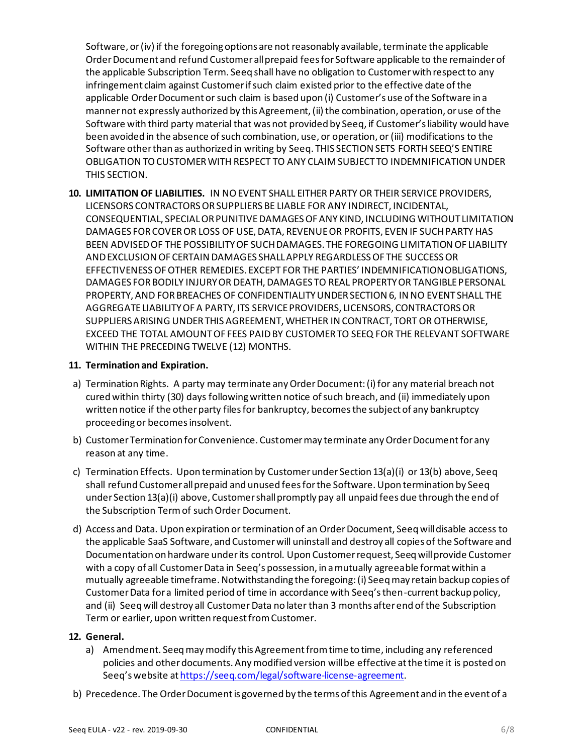Software, or (iv) if the foregoing options are not reasonably available, terminate the applicable Order Document and refund Customer all prepaid fees for Software applicable to the remainder of the applicable Subscription Term. Seeq shall have no obligation to Customer with respect to any infringement claim against Customer if such claim existed prior to the effective date of the applicable Order Document or such claim is based upon (i) Customer's use of the Software in a manner not expressly authorized by this Agreement, (ii) the combination, operation, or use of the Software with third party material that was not provided by Seeq, if Customer's liability would have been avoided in the absence of such combination, use, or operation, or (iii) modifications to the Software other than as authorized in writing by Seeq. THIS SECTION SETS FORTH SEEQ'S ENTIRE OBLIGATION TO CUSTOMER WITH RESPECT TO ANY CLAIM SUBJECT TO INDEMNIFICATION UNDER THIS SECTION.

10. **LIMITATION OF LIABILITIES.** IN NO EVENT SHALL EITHER PARTY OR THEIR SERVICE PROVIDERS, LICENSORS CONTRACTORS OR SUPPLIERS BE LIABLE FOR ANY INDIRECT, INCIDENTAL, CONSEQUENTIAL, SPECIAL OR PUNITIVE DAMAGES OF ANY KIND, INCLUDING WITHOUT LIMITATION DAMAGES FOR COVER OR LOSS OF USE, DATA, REVENUE OR PROFITS, EVEN IF SUCH PARTY HAS BEEN ADVISED OF THE POSSIBILITY OF SUCH DAMAGES. THE FOREGOING LIMITATION OF LIABILITY AND EXCLUSION OF CERTAIN DAMAGES SHALL APPLY REGARDLESS OF THE SUCCESS OR EFFECTIVENESS OF OTHER REMEDIES. EXCEPT FOR THE PARTIES' INDEMNIFICATION OBLIGATIONS, DAMAGES FOR BODILY INJURY OR DEATH, DAMAGES TO REAL PROPERTY OR TANGIBLE PERSONAL PROPERTY, AND FOR BREACHES OF CONFIDENTIALITY UNDER SECTION 6, IN NO EVENT SHALL THE AGGREGATE LIABILITY OF A PARTY, ITS SERVICE PROVIDERS, LICENSORS, CONTRACTORS OR SUPPLIERS ARISING UNDER THIS AGREEMENT, WHETHER IN CONTRACT, TORT OR OTHERWISE, EXCEED THE TOTAL AMOUNT OF FEES PAID BY CUSTOMER TO SEEQ FOR THE RELEVANT SOFTWARE WITHIN THE PRECEDING TWELVE (12) MONTHS.

11. **Termination and Expiration.**

a) Termination Rights. A party may terminate any Order Document: (i) for any material breach not cured within thirty (30) days following written notice of such breach, and (ii) immediately upon written notice if the other party files for bankruptcy, becomes the subject of any bankruptcy proceeding or becomes insolvent.

b) Customer Termination for Convenience. Customer may terminate any Order Document for any reason at any time.

c) Termination Effects. Upon termination by Customer under Section 13(a)(i) or 13(b) above, Seeq shall refund Customer all prepaid and unused fees for the Software. Upon termination by Seeq under Section 13(a)(i) above, Customer shall promptly pay all unpaid fees due through the end of the Subscription Term of such Order Document.

d) Access and Data. Upon expiration or termination of an Order Document, Seeq will disable access to the applicable SaaS Software, and Customer will uninstall and destroy all copies of the Software and Documentation on hardware under its control. Upon Customer request, Seeq will provide Customer with a copy of all Customer Data in Seeq's possession, in a mutually agreeable format within a mutually agreeable timeframe. Notwithstanding the foregoing: (i) Seeq may retain backup copies of Customer Data for a limited period of time in accordance with Seeq's then-current backup policy, and (ii) Seeq will destroy all Customer Data no later than 3 months after end of the Subscription Term or earlier, upon written request from Customer.

12. **General.**

a) Amendment. Seeq may modify this Agreement from time to time, including any referenced policies and other documents. Any modified version will be effective at the time it is posted on Seeq's website at [https://seeq.com/legal/software-license-agreement](https://seeq.com/legal/software-license-agreement).

b) Precedence. The Order Document is governed by the terms of this Agreement and in the event of a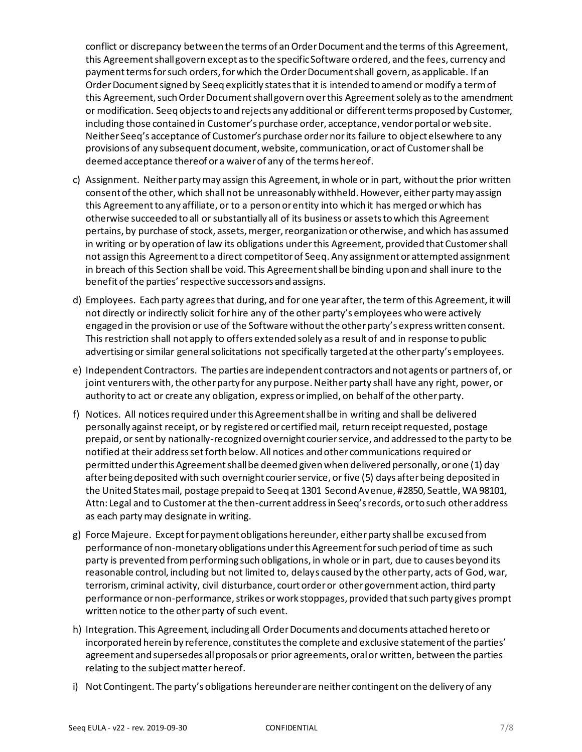conflict or discrepancy between the terms of an Order Document and the terms of this Agreement, this Agreement shall govern except as to the specific Software ordered, and the fees, currency and payment terms for such orders, for which the Order Document shall govern, as applicable. If an Order Document signed by Seeq explicitly states that it is intended to amend or modify a term of this Agreement, such Order Document shall govern over this Agreement solely as to the amendment or modification. Seeq objects to and rejects any additional or different terms proposed by Customer, including those contained in Customer's purchase order, acceptance, vendor portal or web site. Neither Seeq's acceptance of Customer's purchase order nor its failure to object elsewhere to any provisions of any subsequent document, website, communication, or act of Customer shall be deemed acceptance thereof or a waiver of any of the terms hereof.

c) Assignment. Neither party may assign this Agreement, in whole or in part, without the prior written consent of the other, which shall not be unreasonably withheld. However, either party may assign this Agreement to any affiliate, or to a person or entity into which it has merged or which has otherwise succeeded to all or substantially all of its business or assets to which this Agreement pertains, by purchase of stock, assets, merger, reorganization or otherwise, and which has assumed in writing or by operation of law its obligations under this Agreement, provided that Customer shall not assign this Agreement to a direct competitor of Seeq. Any assignment or attempted assignment in breach of this Section shall be void. This Agreement shall be binding upon and shall inure to the benefit of the parties' respective successors and assigns.

d) Employees. Each party agrees that during, and for one year after, the term of this Agreement, it will not directly or indirectly solicit for hire any of the other party's employees who were actively engaged in the provision or use of the Software without the other party's express written consent. This restriction shall not apply to offers extended solely as a result of and in response to public advertising or similar general solicitations not specifically targeted at the other party's employees.

e) Independent Contractors. The parties are independent contractors and not agents or partners of, or joint venturers with, the other party for any purpose. Neither party shall have any right, power, or authority to act or create any obligation, express or implied, on behalf of the other party.

f) Notices. All notices required under this Agreement shall be in writing and shall be delivered personally against receipt, or by registered or certified mail, return receipt requested, postage prepaid, or sent by nationally-recognized overnight courier service, and addressed to the party to be notified at their address set forth below. All notices and other communications required or permitted under this Agreement shall be deemed given when delivered personally, or one (1) day after being deposited with such overnight courier service, or five (5) days after being deposited in the United States mail, postage prepaid to Seeq at 1301 Second Avenue, #2850, Seattle, WA 98101, Attn: Legal and to Customer at the then-current address in Seeq's records, or to such other address as each party may designate in writing.

g) Force Majeure. Except for payment obligations hereunder, either party shall be excused from performance of non-monetary obligations under this Agreement for such period of time as such party is prevented from performing such obligations, in whole or in part, due to causes beyond its reasonable control, including but not limited to, delays caused by the other party, acts of God, war, terrorism, criminal activity, civil disturbance, court order or other government action, third party performance or non-performance, strikes or work stoppages, provided that such party gives prompt written notice to the other party of such event.

h) Integration. This Agreement, including all Order Documents and documents attached hereto or incorporated herein by reference, constitutes the complete and exclusive statement of the parties' agreement and supersedes all proposals or prior agreements, oral or written, between the parties relating to the subject matter hereof.

i) Not Contingent. The party's obligations hereunder are neither contingent on the delivery of any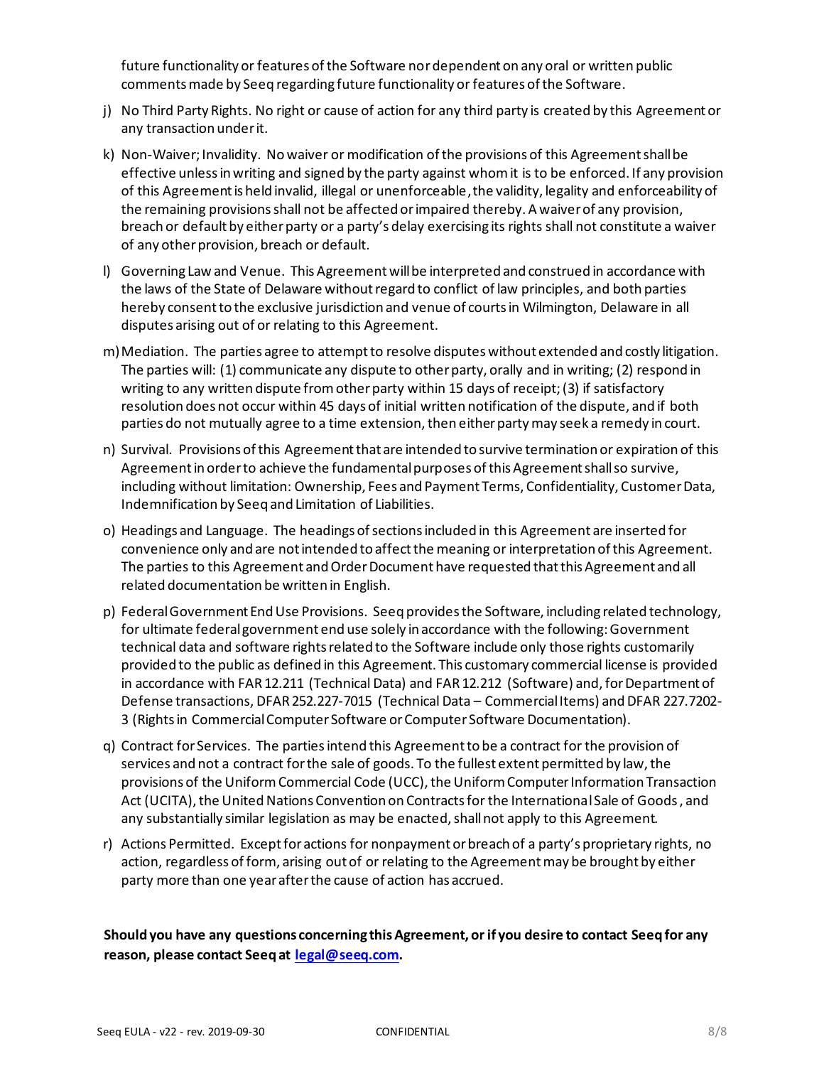future functionality or features of the Software nor dependent on any oral or written public comments made by Seeq regarding future functionality or features of the Software.

j) No Third Party Rights. No right or cause of action for any third party is created by this Agreement or any transaction under it.

k) Non-Waiver; Invalidity. No waiver or modification of the provisions of this Agreement shall be effective unless in writing and signed by the party against whom it is to be enforced. If any provision of this Agreement is held invalid, illegal or unenforceable, the validity, legality and enforceability of the remaining provisions shall not be affected or impaired thereby. A waiver of any provision, breach or default by either party or a party's delay exercising its rights shall not constitute a waiver of any other provision, breach or default.

l) Governing Law and Venue. This Agreement will be interpreted and construed in accordance with the laws of the State of Delaware without regard to conflict of law principles, and both parties hereby consent to the exclusive jurisdiction and venue of courts in Wilmington, Delaware in all disputes arising out of or relating to this Agreement.

m) Mediation. The parties agree to attempt to resolve disputes without extended and costly litigation. The parties will: (1) communicate any dispute to other party, orally and in writing; (2) respond in writing to any written dispute from other party within 15 days of receipt; (3) if satisfactory resolution does not occur within 45 days of initial written notification of the dispute, and if both parties do not mutually agree to a time extension, then either party may seek a remedy in court.

n) Survival. Provisions of this Agreement that are intended to survive termination or expiration of this Agreement in order to achieve the fundamental purposes of this Agreement shall so survive, including without limitation: Ownership, Fees and Payment Terms, Confidentiality, Customer Data, Indemnification by Seeq and Limitation of Liabilities.

o) Headings and Language. The headings of sections included in this Agreement are inserted for convenience only and are not intended to affect the meaning or interpretation of this Agreement. The parties to this Agreement and Order Document have requested that this Agreement and all related documentation be written in English.

p) Federal Government End Use Provisions. Seeq provides the Software, including related technology, for ultimate federal government end use solely in accordance with the following: Government technical data and software rights related to the Software include only those rights customarily provided to the public as defined in this Agreement. This customary commercial license is provided in accordance with FAR 12.211 (Technical Data) and FAR 12.212 (Software) and, for Department of Defense transactions, DFAR 252.227-7015 (Technical Data – Commercial Items) and DFAR 227.7202-3 (Rights in Commercial Computer Software or Computer Software Documentation).

q) Contract for Services. The parties intend this Agreement to be a contract for the provision of services and not a contract for the sale of goods. To the fullest extent permitted by law, the provisions of the Uniform Commercial Code (UCC), the Uniform Computer Information Transaction Act (UCITA), the United Nations Convention on Contracts for the International Sale of Goods, and any substantially similar legislation as may be enacted, shall not apply to this Agreement.

r) Actions Permitted. Except for actions for nonpayment or breach of a party's proprietary rights, no action, regardless of form, arising out of or relating to the Agreement may be brought by either party more than one year after the cause of action has accrued.

**Should you have any questions concerning this Agreement, or if you desire to contact Seeq for any reason, please contact Seeq at [legal@seeq.com](mailto:legal@seeq.com).**